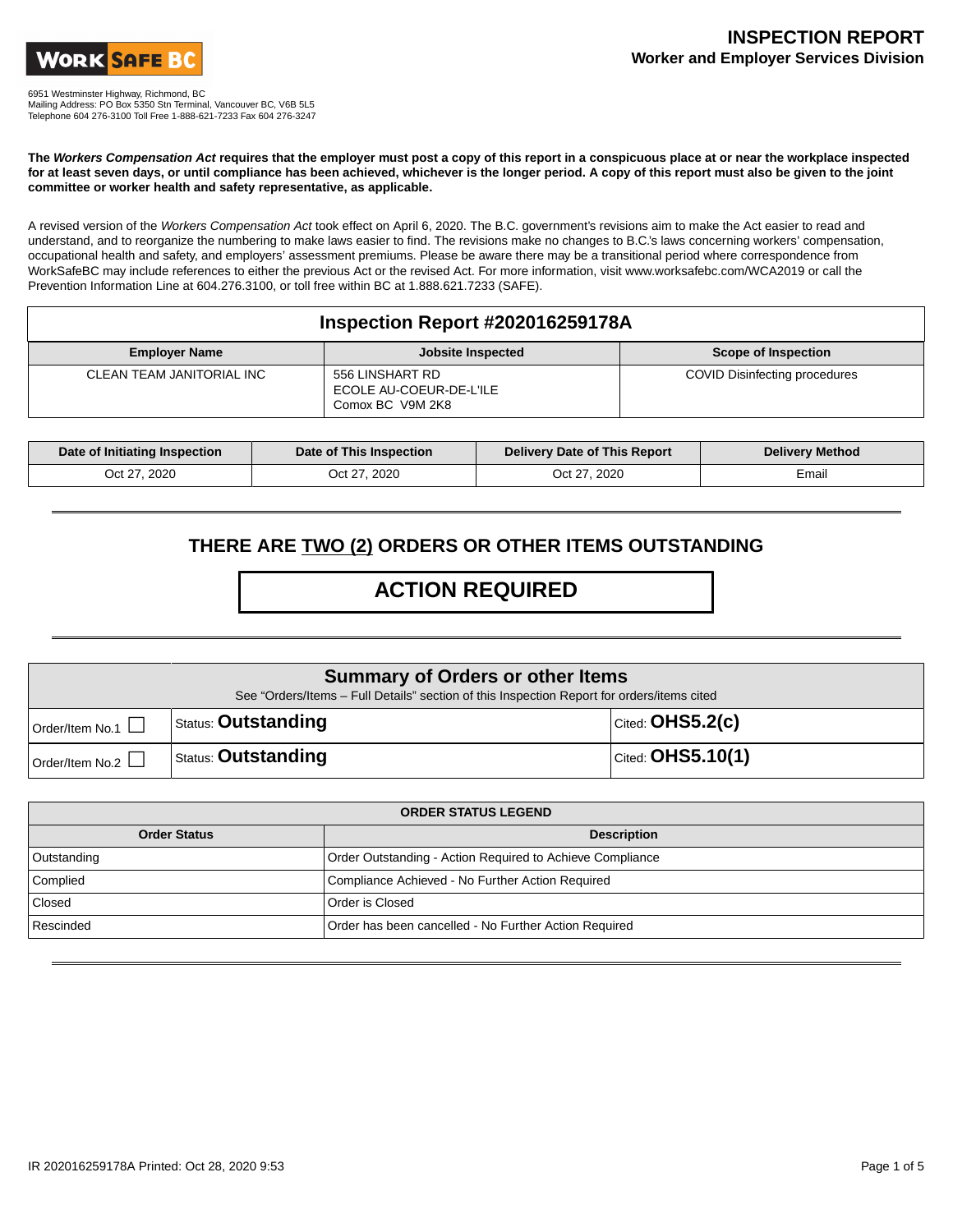WORK SAFE BC

6951 Westminster Highway, Richmond, BC
Mailing Address: PO Box 5350 Stn Terminal, Vancouver BC, V6B 5L5
Telephone 604 276-3100 Toll Free 1-888-621-7233 Fax 604 276-3247

# INSPECTION REPORT
## Worker and Employer Services Division

**The *Workers Compensation Act* requires that the employer must post a copy of this report in a conspicuous place at or near the workplace inspected for at least seven days, or until compliance has been achieved, whichever is the longer period. A copy of this report must also be given to the joint committee or worker health and safety representative, as applicable.**

A revised version of the *Workers Compensation Act* took effect on April 6, 2020. The B.C. government's revisions aim to make the Act easier to read and understand, and to reorganize the numbering to make laws easier to find. The revisions make no changes to B.C.'s laws concerning workers' compensation, occupational health and safety, and employers' assessment premiums. Please be aware there may be a transitional period where correspondence from WorkSafeBC may include references to either the previous Act or the revised Act. For more information, visit www.worksafebc.com/WCA2019 or call the Prevention Information Line at 604.276.3100, or toll free within BC at 1.888.621.7233 (SAFE).

## Inspection Report #202016259178A

| Employer Name | Jobsite Inspected | Scope of Inspection |
|---|---|---|
| CLEAN TEAM JANITORIAL INC | 556 LINSHART RD<br>ECOLE AU-COEUR-DE-L'ILE<br>Comox BC V9M 2K8 | COVID Disinfecting procedures |

| Date of Initiating Inspection | Date of This Inspection | Delivery Date of This Report | Delivery Method |
|---|---|---|---|
| Oct 27, 2020 | Oct 27, 2020 | Oct 27, 2020 | Email |

---

## THERE ARE TWO (2) ORDERS OR OTHER ITEMS OUTSTANDING

## ACTION REQUIRED

---

## Summary of Orders or other Items

See "Orders/Items – Full Details" section of this Inspection Report for orders/items cited

| Order/Item | Status | Cited |
|---|---|---|
| Order/Item No.1 ☐ | Status: **Outstanding** | Cited: **OHS5.2(c)** |
| Order/Item No.2 ☐ | Status: **Outstanding** | Cited: **OHS5.10(1)** |

| ORDER STATUS LEGEND | |
|---|---|
| **Order Status** | **Description** |
| Outstanding | Order Outstanding - Action Required to Achieve Compliance |
| Complied | Compliance Achieved - No Further Action Required |
| Closed | Order is Closed |
| Rescinded | Order has been cancelled - No Further Action Required |

IR 202016259178A Printed: Oct 28, 2020 9:53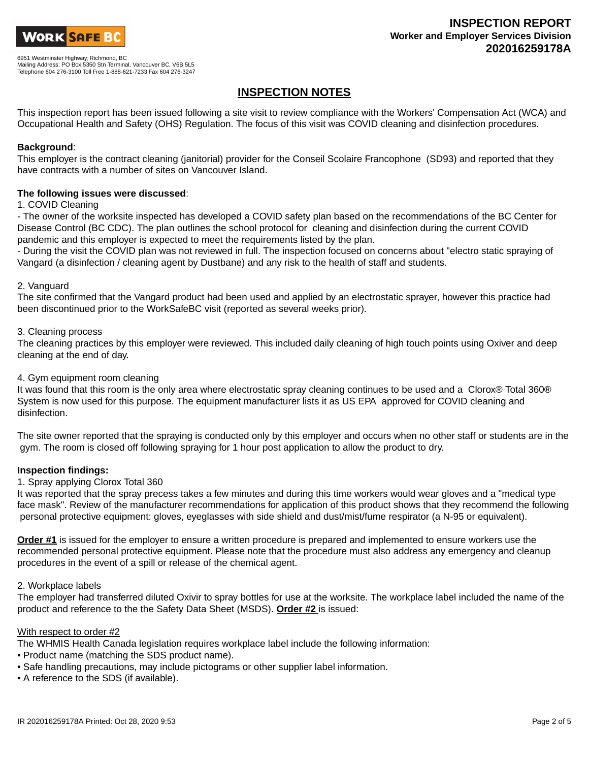# INSPECTION NOTES

This inspection report has been issued following a site visit to review compliance with the Workers' Compensation Act (WCA) and Occupational Health and Safety (OHS) Regulation. The focus of this visit was COVID cleaning and disinfection procedures.

**Background**:
This employer is the contract cleaning (janitorial) provider for the Conseil Scolaire Francophone (SD93) and reported that they have contracts with a number of sites on Vancouver Island.

**The following issues were discussed**:
1. COVID Cleaning
- The owner of the worksite inspected has developed a COVID safety plan based on the recommendations of the BC Center for Disease Control (BC CDC). The plan outlines the school protocol for cleaning and disinfection during the current COVID pandemic and this employer is expected to meet the requirements listed by the plan.
- During the visit the COVID plan was not reviewed in full. The inspection focused on concerns about "electro static spraying of Vangard (a disinfection / cleaning agent by Dustbane) and any risk to the health of staff and students.

2. Vanguard
The site confirmed that the Vangard product had been used and applied by an electrostatic sprayer, however this practice had been discontinued prior to the WorkSafeBC visit (reported as several weeks prior).

3. Cleaning process
The cleaning practices by this employer were reviewed. This included daily cleaning of high touch points using Oxiver and deep cleaning at the end of day.

4. Gym equipment room cleaning
It was found that this room is the only area where electrostatic spray cleaning continues to be used and a Clorox® Total 360® System is now used for this purpose. The equipment manufacturer lists it as US EPA approved for COVID cleaning and disinfection.

The site owner reported that the spraying is conducted only by this employer and occurs when no other staff or students are in the gym. The room is closed off following spraying for 1 hour post application to allow the product to dry.

**Inspection findings:**
1. Spray applying Clorox Total 360
It was reported that the spray precess takes a few minutes and during this time workers would wear gloves and a "medical type face mask". Review of the manufacturer recommendations for application of this product shows that they recommend the following personal protective equipment: gloves, eyeglasses with side shield and dust/mist/fume respirator (a N-95 or equivalent).

**Order #1** is issued for the employer to ensure a written procedure is prepared and implemented to ensure workers use the recommended personal protective equipment. Please note that the procedure must also address any emergency and cleanup procedures in the event of a spill or release of the chemical agent.

2. Workplace labels
The employer had transferred diluted Oxivir to spray bottles for use at the worksite. The workplace label included the name of the product and reference to the the Safety Data Sheet (MSDS). **Order #2** is issued:

With respect to order #2
The WHMIS Health Canada legislation requires workplace label include the following information:
- Product name (matching the SDS product name).
- Safe handling precautions, may include pictograms or other supplier label information.
- A reference to the SDS (if available).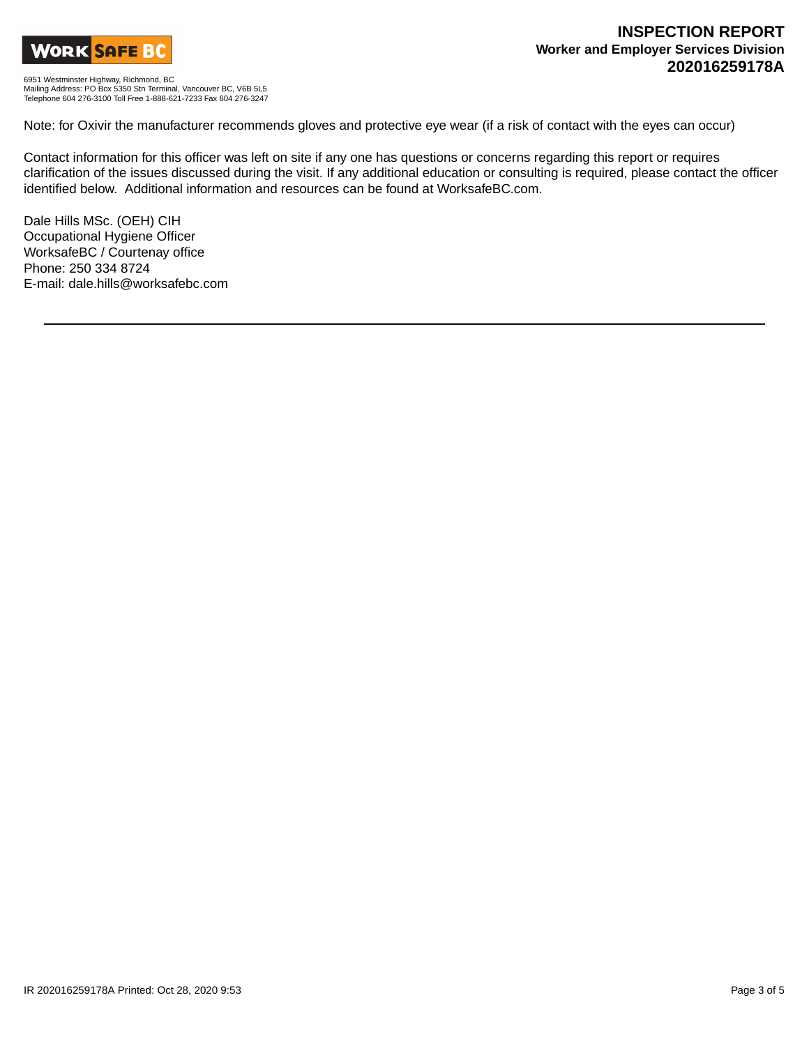Note: for Oxivir the manufacturer recommends gloves and protective eye wear (if a risk of contact with the eyes can occur)

Contact information for this officer was left on site if any one has questions or concerns regarding this report or requires clarification of the issues discussed during the visit. If any additional education or consulting is required, please contact the officer identified below. Additional information and resources can be found at WorksafeBC.com.

Dale Hills MSc. (OEH) CIH
Occupational Hygiene Officer
WorksafeBC / Courtenay office
Phone: 250 334 8724
E-mail: dale.hills@worksafebc.com

---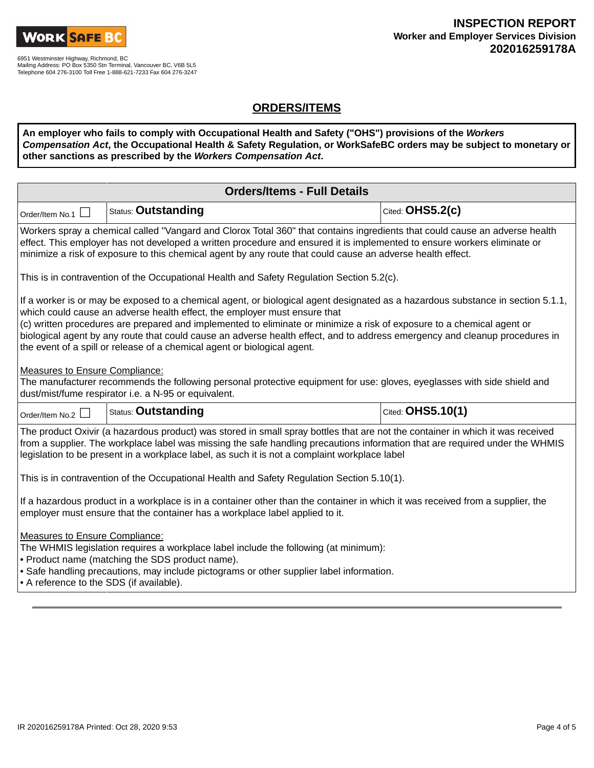WORK SAFE BC

6951 Westminster Highway, Richmond, BC
Mailing Address: PO Box 5350 Stn Terminal, Vancouver BC, V6B 5L5
Telephone 604 276-3100 Toll Free 1-888-621-7233 Fax 604 276-3247

**INSPECTION REPORT**
**Worker and Employer Services Division**
**202016259178A**

## ORDERS/ITEMS

**An employer who fails to comply with Occupational Health and Safety ("OHS") provisions of the *Workers Compensation Act*, the Occupational Health & Safety Regulation, or WorkSafeBC orders may be subject to monetary or other sanctions as prescribed by the *Workers Compensation Act*.**

### Orders/Items - Full Details

| Order/Item No.1 ☐ | Status: **Outstanding** | Cited: **OHS5.2(c)** |
|---|---|---|

Workers spray a chemical called "Vangard and Clorox Total 360" that contains ingredients that could cause an adverse health effect. This employer has not developed a written procedure and ensured it is implemented to ensure workers eliminate or minimize a risk of exposure to this chemical agent by any route that could cause an adverse health effect.

This is in contravention of the Occupational Health and Safety Regulation Section 5.2(c).

If a worker is or may be exposed to a chemical agent, or biological agent designated as a hazardous substance in section 5.1.1, which could cause an adverse health effect, the employer must ensure that
(c) written procedures are prepared and implemented to eliminate or minimize a risk of exposure to a chemical agent or biological agent by any route that could cause an adverse health effect, and to address emergency and cleanup procedures in the event of a spill or release of a chemical agent or biological agent.

Measures to Ensure Compliance:
The manufacturer recommends the following personal protective equipment for use: gloves, eyeglasses with side shield and dust/mist/fume respirator i.e. a N-95 or equivalent.

| Order/Item No.2 ☐ | Status: **Outstanding** | Cited: **OHS5.10(1)** |
|---|---|---|

The product Oxivir (a hazardous product) was stored in small spray bottles that are not the container in which it was received from a supplier. The workplace label was missing the safe handling precautions information that are required under the WHMIS legislation to be present in a workplace label, as such it is not a complaint workplace label

This is in contravention of the Occupational Health and Safety Regulation Section 5.10(1).

If a hazardous product in a workplace is in a container other than the container in which it was received from a supplier, the employer must ensure that the container has a workplace label applied to it.

Measures to Ensure Compliance:
The WHMIS legislation requires a workplace label include the following (at minimum):
- Product name (matching the SDS product name).
- Safe handling precautions, may include pictograms or other supplier label information.
- A reference to the SDS (if available).

IR 202016259178A Printed: Oct 28, 2020 9:53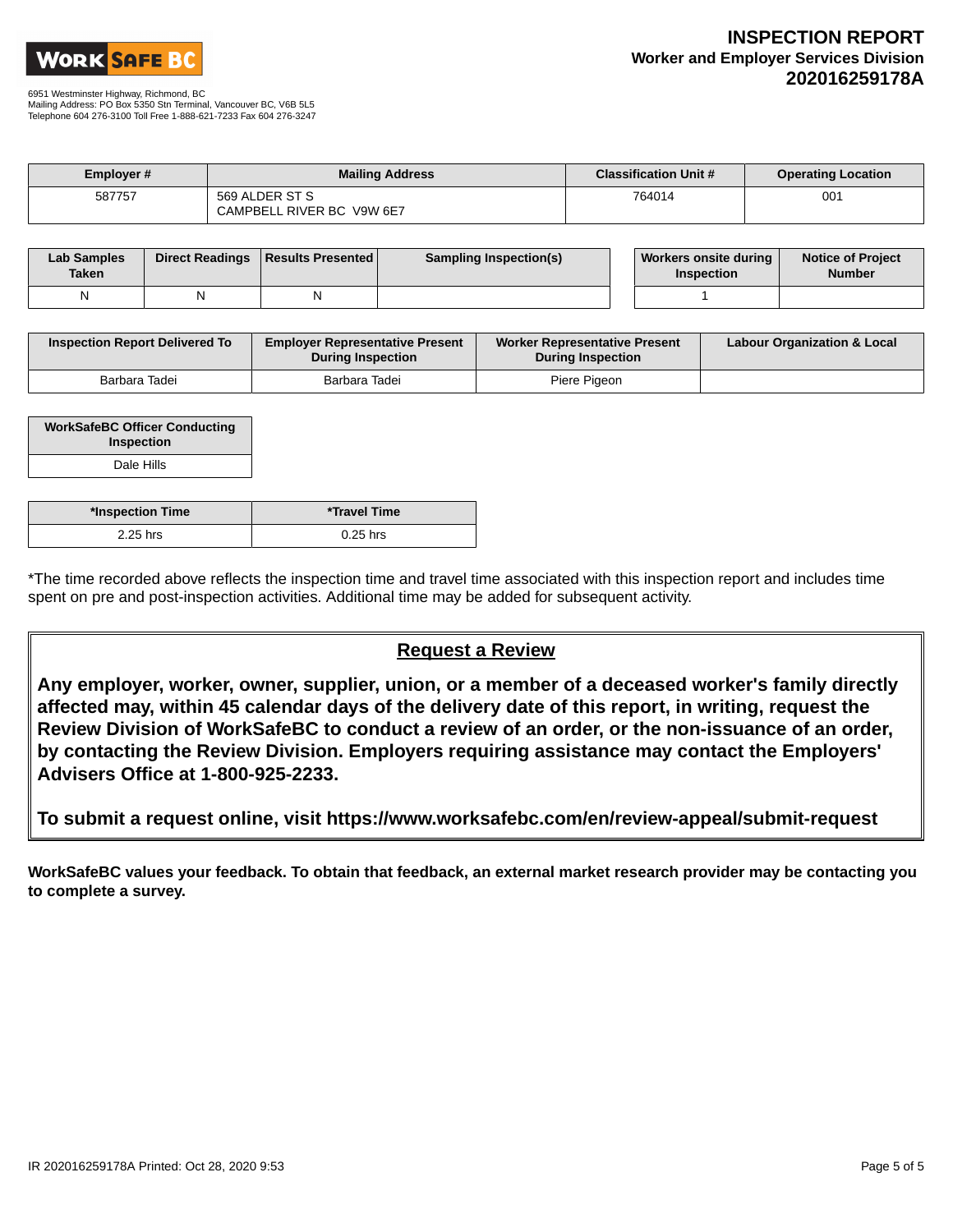# INSPECTION REPORT
## Worker and Employer Services Division
## 202016259178A

WORK SAFE BC

6951 Westminster Highway, Richmond, BC
Mailing Address: PO Box 5350 Stn Terminal, Vancouver BC, V6B 5L5
Telephone 604 276-3100 Toll Free 1-888-621-7233 Fax 604 276-3247

| Employer # | Mailing Address | Classification Unit # | Operating Location |
|---|---|---|---|
| 587757 | 569 ALDER ST S<br>CAMPBELL RIVER BC V9W 6E7 | 764014 | 001 |

| Lab Samples Taken | Direct Readings | Results Presented | Sampling Inspection(s) |
|---|---|---|---|
| N | N | N | |

| Workers onsite during Inspection | Notice of Project Number |
|---|---|
| 1 | |

| Inspection Report Delivered To | Employer Representative Present During Inspection | Worker Representative Present During Inspection | Labour Organization & Local |
|---|---|---|---|
| Barbara Tadei | Barbara Tadei | Piere Pigeon | |

| WorkSafeBC Officer Conducting Inspection |
|---|
| Dale Hills |

| *Inspection Time | *Travel Time |
|---|---|
| 2.25 hrs | 0.25 hrs |

*The time recorded above reflects the inspection time and travel time associated with this inspection report and includes time spent on pre and post-inspection activities. Additional time may be added for subsequent activity.

## Request a Review

**Any employer, worker, owner, supplier, union, or a member of a deceased worker's family directly affected may, within 45 calendar days of the delivery date of this report, in writing, request the Review Division of WorkSafeBC to conduct a review of an order, or the non-issuance of an order, by contacting the Review Division. Employers requiring assistance may contact the Employers' Advisers Office at 1-800-925-2233.**

**To submit a request online, visit https://www.worksafebc.com/en/review-appeal/submit-request**

**WorkSafeBC values your feedback. To obtain that feedback, an external market research provider may be contacting you to complete a survey.**

IR 202016259178A Printed: Oct 28, 2020 9:53